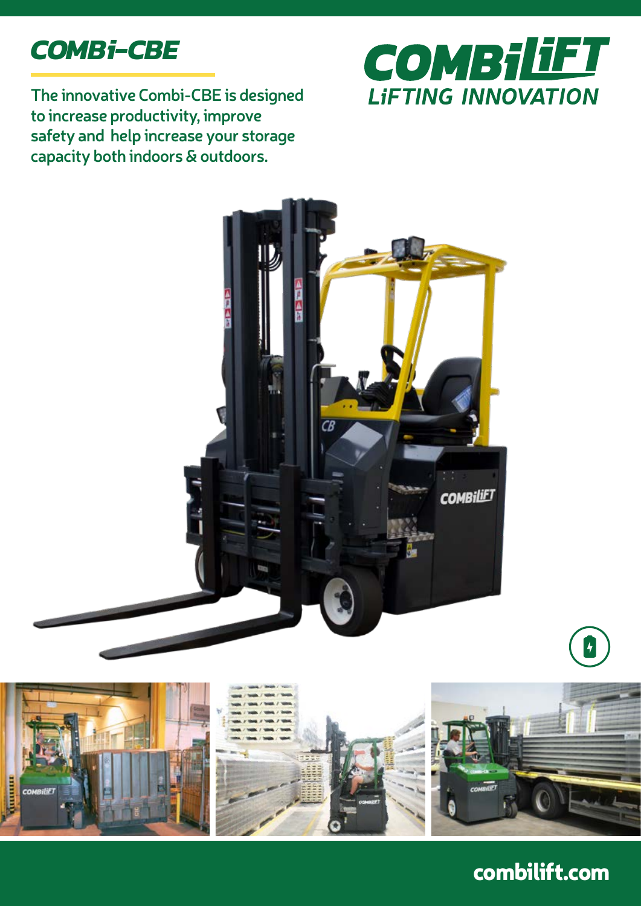# COMBi-CBE

The innovative Combi-CBE is designed to increase productivity, improve safety and help increase your storage capacity both indoors & outdoors.

COMBiLiFT
LiFTING INNOVATION

combilift.com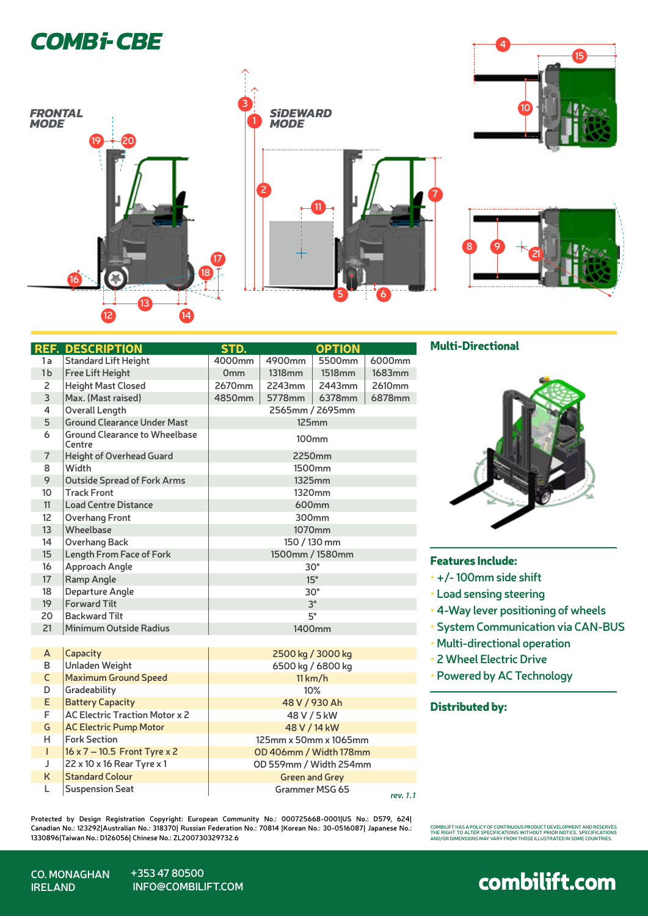# COMBi-CBE

FRONTAL MODE

SiDEWARD MODE

| REF. | DESCRIPTION | STD. | OPTION | | |
|---|---|---|---|---|---|
| 1a | Standard Lift Height | 4000mm | 4900mm | 5500mm | 6000mm |
| 1b | Free Lift Height | 0mm | 1318mm | 1518mm | 1683mm |
| 2 | Height Mast Closed | 2670mm | 2243mm | 2443mm | 2610mm |
| 3 | Max. (Mast raised) | 4850mm | 5778mm | 6378mm | 6878mm |
| 4 | Overall Length | 2565mm / 2695mm | | | |
| 5 | Ground Clearance Under Mast | 125mm | | | |
| 6 | Ground Clearance to Wheelbase Centre | 100mm | | | |
| 7 | Height of Overhead Guard | 2250mm | | | |
| 8 | Width | 1500mm | | | |
| 9 | Outside Spread of Fork Arms | 1325mm | | | |
| 10 | Track Front | 1320mm | | | |
| 11 | Load Centre Distance | 600mm | | | |
| 12 | Overhang Front | 300mm | | | |
| 13 | Wheelbase | 1070mm | | | |
| 14 | Overhang Back | 150 / 130 mm | | | |
| 15 | Length From Face of Fork | 1500mm / 1580mm | | | |
| 16 | Approach Angle | 30° | | | |
| 17 | Ramp Angle | 15° | | | |
| 18 | Departure Angle | 30° | | | |
| 19 | Forward Tilt | 3° | | | |
| 20 | Backward Tilt | 5° | | | |
| 21 | Minimum Outside Radius | 1400mm | | | |

| | | |
|---|---|---|
| A | Capacity | 2500 kg / 3000 kg |
| B | Unladen Weight | 6500 kg / 6800 kg |
| C | Maximum Ground Speed | 11 km/h |
| D | Gradeability | 10% |
| E | Battery Capacity | 48 V / 930 Ah |
| F | AC Electric Traction Motor x 2 | 48 V / 5 kW |
| G | AC Electric Pump Motor | 48 V / 14 kW |
| H | Fork Section | 125mm x 50mm x 1065mm |
| I | 16 x 7 – 10.5 Front Tyre x 2 | OD 406mm / Width 178mm |
| J | 22 x 10 x 16 Rear Tyre x 1 | OD 559mm / Width 254mm |
| K | Standard Colour | Green and Grey |
| L | Suspension Seat | Grammer MSG 65 |

*rev. 1.1*

## Multi-Directional

## Features Include:

- +/- 100mm side shift
- Load sensing steering
- 4-Way lever positioning of wheels
- System Communication via CAN-BUS
- Multi-directional operation
- 2 Wheel Electric Drive
- Powered by AC Technology

## Distributed by:

Protected by Design Registration Copyright: European Community No.: 000725668-0001|US No.: D579, 624| Canadian No.: 123292|Australian No.: 318370| Russian Federation No.: 70814 |Korean No.: 30-0516087| Japanese No.: 1330896|Taiwan No.: D126056| Chinese No.: ZL200730329732.6

COMBILIFT HAS A POLICY OF CONTINUOUS PRODUCT DEVELOPMENT AND RESERVES THE RIGHT TO ALTER SPECIFICATIONS WITHOUT PRIOR NOTICE. SPECIFICATIONS AND/OR DIMENSIONS MAY VARY FROM THOSE ILLUSTRATED IN SOME COUNTRIES.

CO. MONAGHAN
IRELAND

+353 47 80500
INFO@COMBILIFT.COM

combilift.com